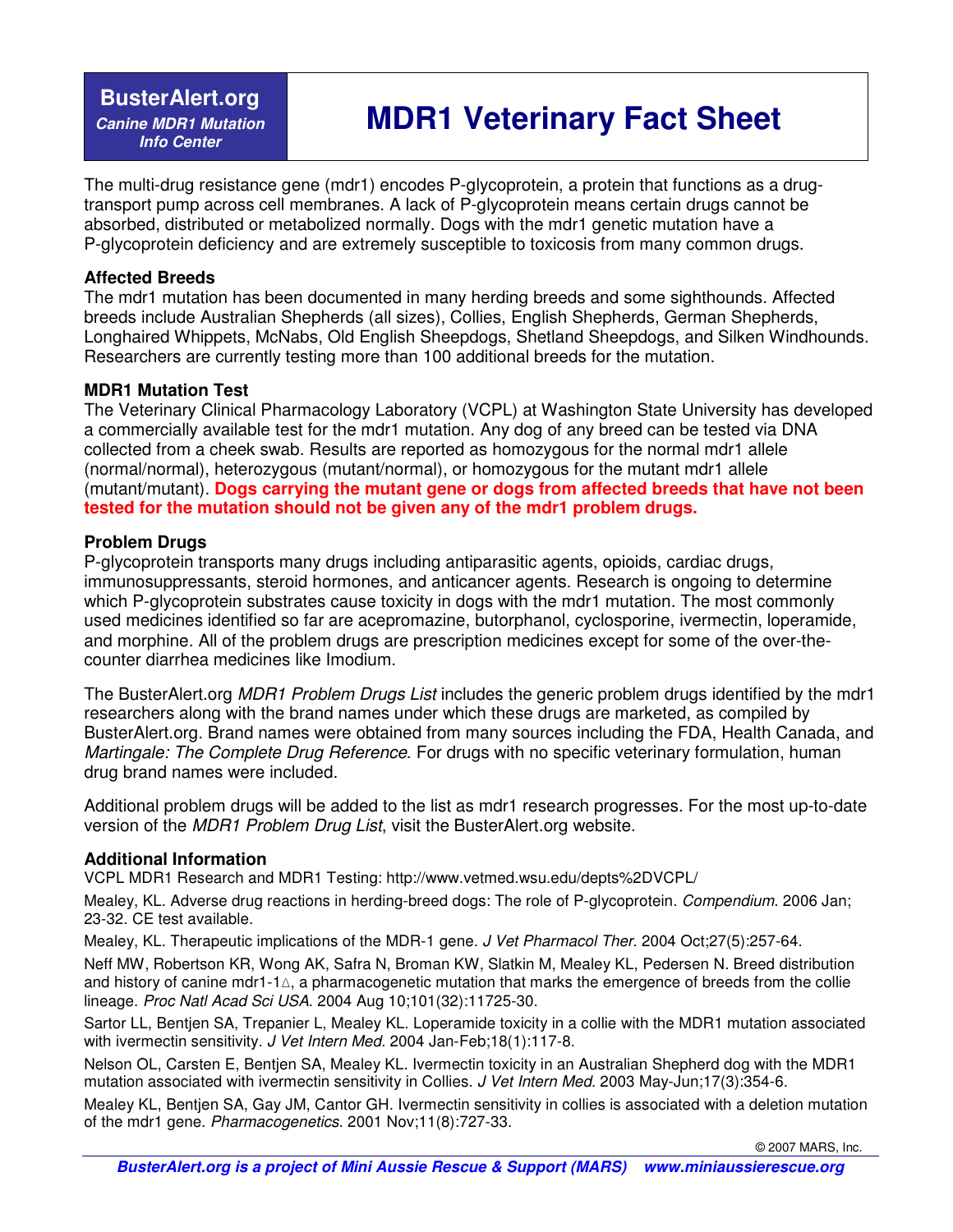**BusterAlert.org**
*Canine MDR1 Mutation Info Center*

# MDR1 Veterinary Fact Sheet

The multi-drug resistance gene (mdr1) encodes P-glycoprotein, a protein that functions as a drug-transport pump across cell membranes. A lack of P-glycoprotein means certain drugs cannot be absorbed, distributed or metabolized normally. Dogs with the mdr1 genetic mutation have a P-glycoprotein deficiency and are extremely susceptible to toxicosis from many common drugs.

### Affected Breeds

The mdr1 mutation has been documented in many herding breeds and some sighthounds. Affected breeds include Australian Shepherds (all sizes), Collies, English Shepherds, German Shepherds, Longhaired Whippets, McNabs, Old English Sheepdogs, Shetland Sheepdogs, and Silken Windhounds. Researchers are currently testing more than 100 additional breeds for the mutation.

### MDR1 Mutation Test

The Veterinary Clinical Pharmacology Laboratory (VCPL) at Washington State University has developed a commercially available test for the mdr1 mutation. Any dog of any breed can be tested via DNA collected from a cheek swab. Results are reported as homozygous for the normal mdr1 allele (normal/normal), heterozygous (mutant/normal), or homozygous for the mutant mdr1 allele (mutant/mutant). **Dogs carrying the mutant gene or dogs from affected breeds that have not been tested for the mutation should not be given any of the mdr1 problem drugs.**

### Problem Drugs

P-glycoprotein transports many drugs including antiparasitic agents, opioids, cardiac drugs, immunosuppressants, steroid hormones, and anticancer agents. Research is ongoing to determine which P-glycoprotein substrates cause toxicity in dogs with the mdr1 mutation. The most commonly used medicines identified so far are acepromazine, butorphanol, cyclosporine, ivermectin, loperamide, and morphine. All of the problem drugs are prescription medicines except for some of the over-the-counter diarrhea medicines like Imodium.

The BusterAlert.org *MDR1 Problem Drugs List* includes the generic problem drugs identified by the mdr1 researchers along with the brand names under which these drugs are marketed, as compiled by BusterAlert.org. Brand names were obtained from many sources including the FDA, Health Canada, and *Martingale: The Complete Drug Reference*. For drugs with no specific veterinary formulation, human drug brand names were included.

Additional problem drugs will be added to the list as mdr1 research progresses. For the most up-to-date version of the *MDR1 Problem Drug List*, visit the BusterAlert.org website.

### Additional Information

VCPL MDR1 Research and MDR1 Testing: http://www.vetmed.wsu.edu/depts%2DVCPL/

Mealey, KL. Adverse drug reactions in herding-breed dogs: The role of P-glycoprotein. *Compendium*. 2006 Jan; 23-32. CE test available.

Mealey, KL. Therapeutic implications of the MDR-1 gene. *J Vet Pharmacol Ther.* 2004 Oct;27(5):257-64.

Neff MW, Robertson KR, Wong AK, Safra N, Broman KW, Slatkin M, Mealey KL, Pedersen N. Breed distribution and history of canine mdr1-1△, a pharmacogenetic mutation that marks the emergence of breeds from the collie lineage. *Proc Natl Acad Sci USA*. 2004 Aug 10;101(32):11725-30.

Sartor LL, Bentjen SA, Trepanier L, Mealey KL. Loperamide toxicity in a collie with the MDR1 mutation associated with ivermectin sensitivity. *J Vet Intern Med*. 2004 Jan-Feb;18(1):117-8.

Nelson OL, Carsten E, Bentjen SA, Mealey KL. Ivermectin toxicity in an Australian Shepherd dog with the MDR1 mutation associated with ivermectin sensitivity in Collies. *J Vet Intern Med*. 2003 May-Jun;17(3):354-6.

Mealey KL, Bentjen SA, Gay JM, Cantor GH. Ivermectin sensitivity in collies is associated with a deletion mutation of the mdr1 gene. *Pharmacogenetics*. 2001 Nov;11(8):727-33.

© 2007 MARS, Inc.

***BusterAlert.org is a project of Mini Aussie Rescue & Support (MARS) www.miniaussierescue.org***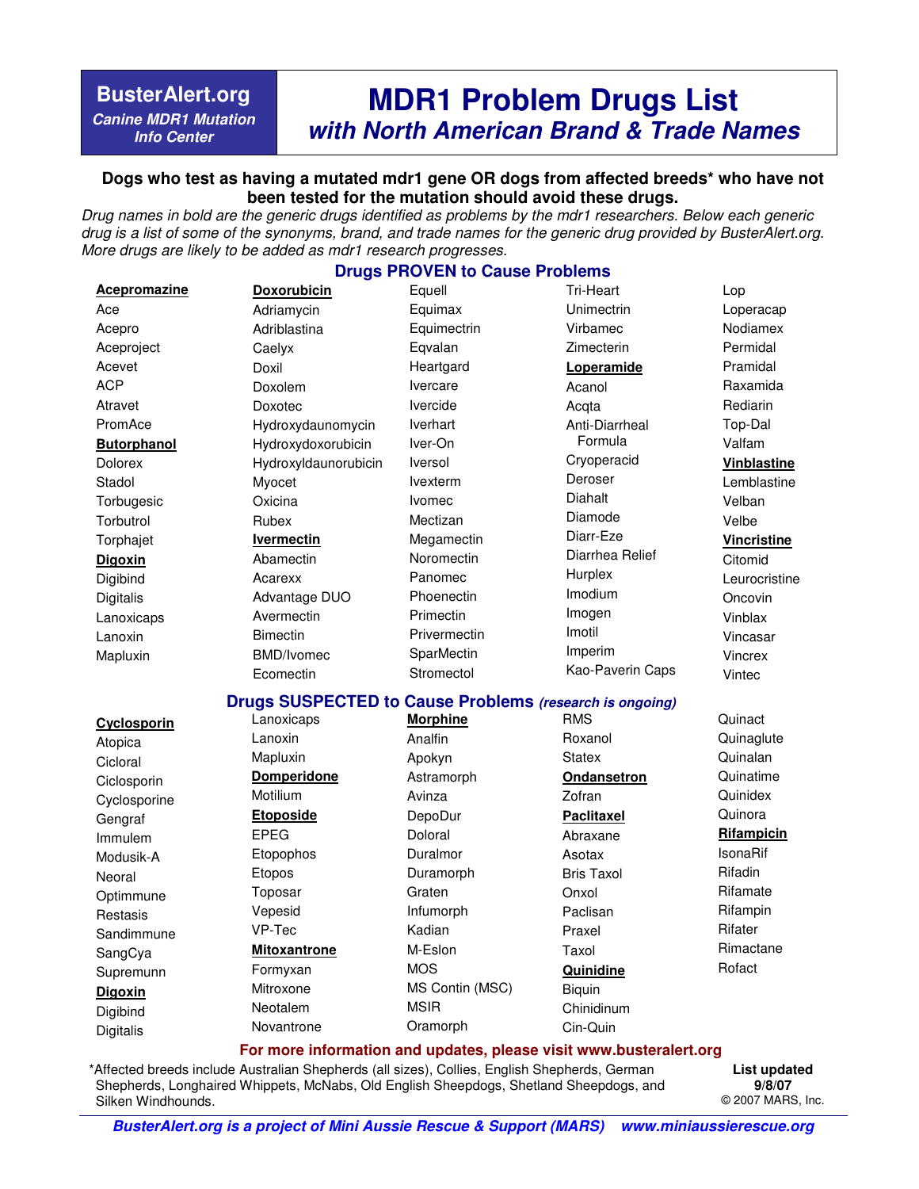**BusterAlert.org**
***Canine MDR1 Mutation Info Center***

# MDR1 Problem Drugs List
## *with North American Brand & Trade Names*

**Dogs who test as having a mutated mdr1 gene OR dogs from affected breeds\* who have not been tested for the mutation should avoid these drugs.**

*Drug names in bold are the generic drugs identified as problems by the mdr1 researchers. Below each generic drug is a list of some of the synonyms, brand, and trade names for the generic drug provided by BusterAlert.org. More drugs are likely to be added as mdr1 research progresses.*

## Drugs PROVEN to Cause Problems

**Acepromazine**
- Ace
- Acepro
- Aceproject
- Acevet
- ACP
- Atravet
- PromAce

**Butorphanol**
- Dolorex
- Stadol
- Torbugesic
- Torbutrol
- Torphajet

**Digoxin**
- Digibind
- Digitalis
- Lanoxicaps
- Lanoxin
- Mapluxin

**Doxorubicin**
- Adriamycin
- Adriblastina
- Caelyx
- Doxil
- Doxolem
- Doxotec
- Hydroxydaunomycin
- Hydroxydoxorubicin
- Hydroxyldaunorubicin
- Myocet
- Oxicina
- Rubex

**Ivermectin**
- Abamectin
- Acarexx
- Advantage DUO
- Avermectin
- Bimectin
- BMD/Ivomec
- Ecomectin
- Equell
- Equimax
- Equimectrin
- Eqvalan
- Heartgard
- Ivercare
- Ivercide
- Iverhart
- Iver-On
- Iversol
- Ivexterm
- Ivomec
- Mectizan
- Megamectin
- Noromectin
- Panomec
- Phoenectin
- Primectin
- Privermectin
- SparMectin
- Stromectol
- Tri-Heart
- Unimectrin
- Virbamec
- Zimecterin

**Loperamide**
- Acanol
- Acqta
- Anti-Diarrheal Formula
- Cryoperacid
- Deroser
- Diahalt
- Diamode
- Diarr-Eze
- Diarrhea Relief
- Hurplex
- Imodium
- Imogen
- Imotil
- Imperim
- Kao-Paverin Caps
- Lop
- Loperacap
- Nodiamex
- Permidal
- Pramidal
- Raxamida
- Rediarin
- Top-Dal
- Valfam

**Vinblastine**
- Lemblastine
- Velban
- Velbe

**Vincristine**
- Citomid
- Leurocristine
- Oncovin
- Vinblax
- Vincasar
- Vincrex
- Vintec

## Drugs SUSPECTED to Cause Problems *(research is ongoing)*

**Cyclosporin**
- Atopica
- Cicloral
- Ciclosporin
- Cyclosporine
- Gengraf
- Immulem
- Modusik-A
- Neoral
- Optimmune
- Restasis
- Sandimmune
- SangCya
- Supremunn

**Digoxin**
- Digibind
- Digitalis
- Lanoxicaps
- Lanoxin
- Mapluxin

**Domperidone**
- Motilium

**Etoposide**
- EPEG
- Etopophos
- Etopos
- Toposar
- Vepesid
- VP-Tec

**Mitoxantrone**
- Formyxan
- Mitroxone
- Neotalem
- Novantrone

**Morphine**
- Analfin
- Apokyn
- Astramorph
- Avinza
- DepoDur
- Doloral
- Duralmor
- Duramorph
- Graten
- Infumorph
- Kadian
- M-Eslon
- MOS
- MS Contin (MSC)
- MSIR
- Oramorph
- RMS
- Roxanol
- Statex

**Ondansetron**
- Zofran

**Paclitaxel**
- Abraxane
- Asotax
- Bris Taxol
- Onxol
- Paclisan
- Praxel
- Taxol

**Quinidine**
- Biquin
- Chinidinum
- Cin-Quin
- Quinact
- Quinaglute
- Quinalan
- Quinatime
- Quinidex
- Quinora

**Rifampicin**
- IsonaRif
- Rifadin
- Rifamate
- Rifampin
- Rifater
- Rimactane
- Rofact

**For more information and updates, please visit www.busteralert.org**

\*Affected breeds include Australian Shepherds (all sizes), Collies, English Shepherds, German Shepherds, Longhaired Whippets, McNabs, Old English Sheepdogs, Shetland Sheepdogs, and Silken Windhounds.

**List updated 9/8/07**
© 2007 MARS, Inc.

***BusterAlert.org is a project of Mini Aussie Rescue & Support (MARS) www.miniaussierescue.org***